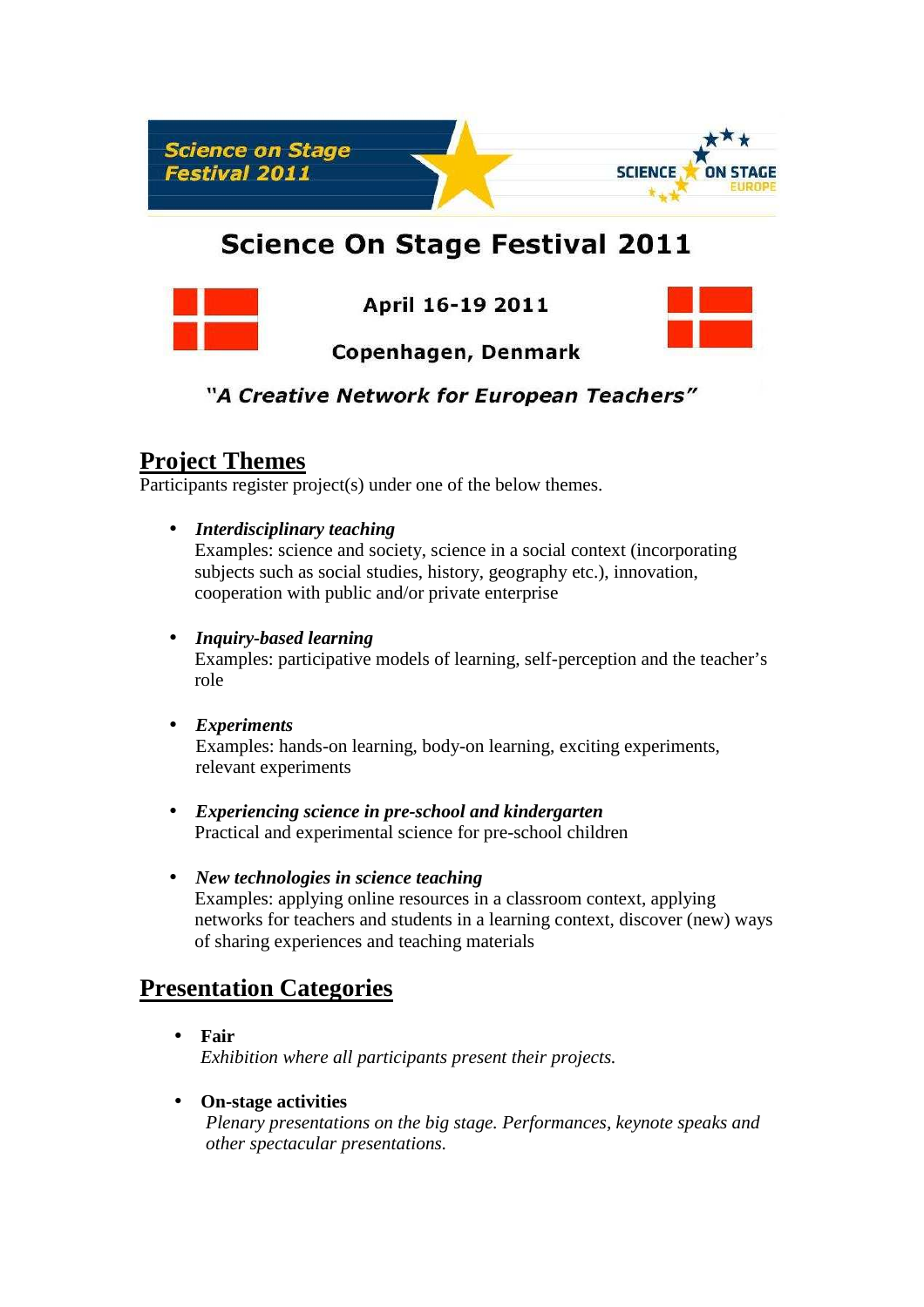Science on Stage Festival 2011

SCIENCE ON STAGE EUROPE

# Science On Stage Festival 2011

**April 16-19 2011**

**Copenhagen, Denmark**

***"A Creative Network for European Teachers"***

## Project Themes

Participants register project(s) under one of the below themes.

- ***Interdisciplinary teaching***
  Examples: science and society, science in a social context (incorporating subjects such as social studies, history, geography etc.), innovation, cooperation with public and/or private enterprise

- ***Inquiry-based learning***
  Examples: participative models of learning, self-perception and the teacher's role

- ***Experiments***
  Examples: hands-on learning, body-on learning, exciting experiments, relevant experiments

- ***Experiencing science in pre-school and kindergarten***
  Practical and experimental science for pre-school children

- ***New technologies in science teaching***
  Examples: applying online resources in a classroom context, applying networks for teachers and students in a learning context, discover (new) ways of sharing experiences and teaching materials

## Presentation Categories

- **Fair**
  *Exhibition where all participants present their projects.*

- **On-stage activities**
  *Plenary presentations on the big stage. Performances, keynote speaks and other spectacular presentations.*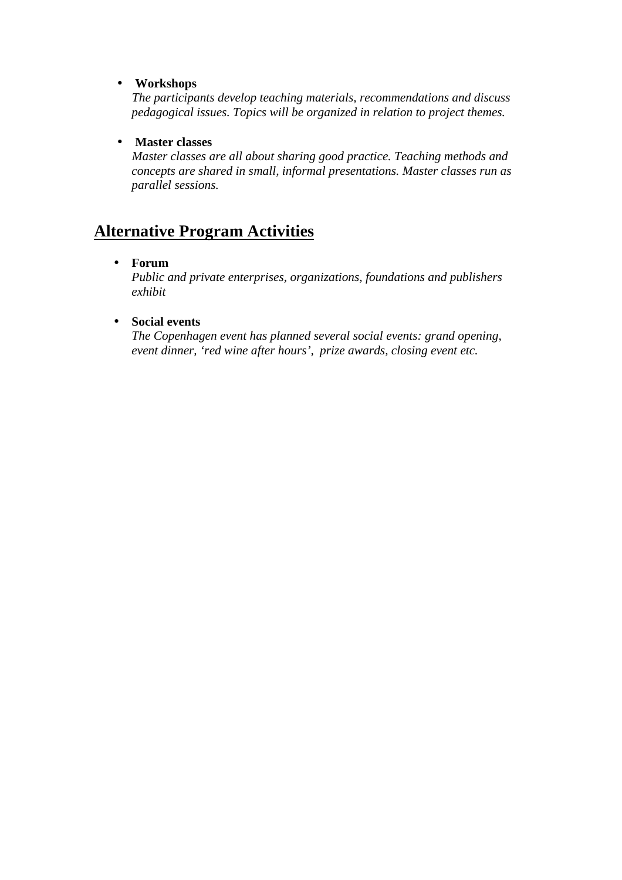- **Workshops**
  *The participants develop teaching materials, recommendations and discuss pedagogical issues. Topics will be organized in relation to project themes.*

- **Master classes**
  *Master classes are all about sharing good practice. Teaching methods and concepts are shared in small, informal presentations. Master classes run as parallel sessions.*

## Alternative Program Activities

- **Forum**
  *Public and private enterprises, organizations, foundations and publishers exhibit*

- **Social events**
  *The Copenhagen event has planned several social events: grand opening, event dinner, 'red wine after hours', prize awards, closing event etc.*